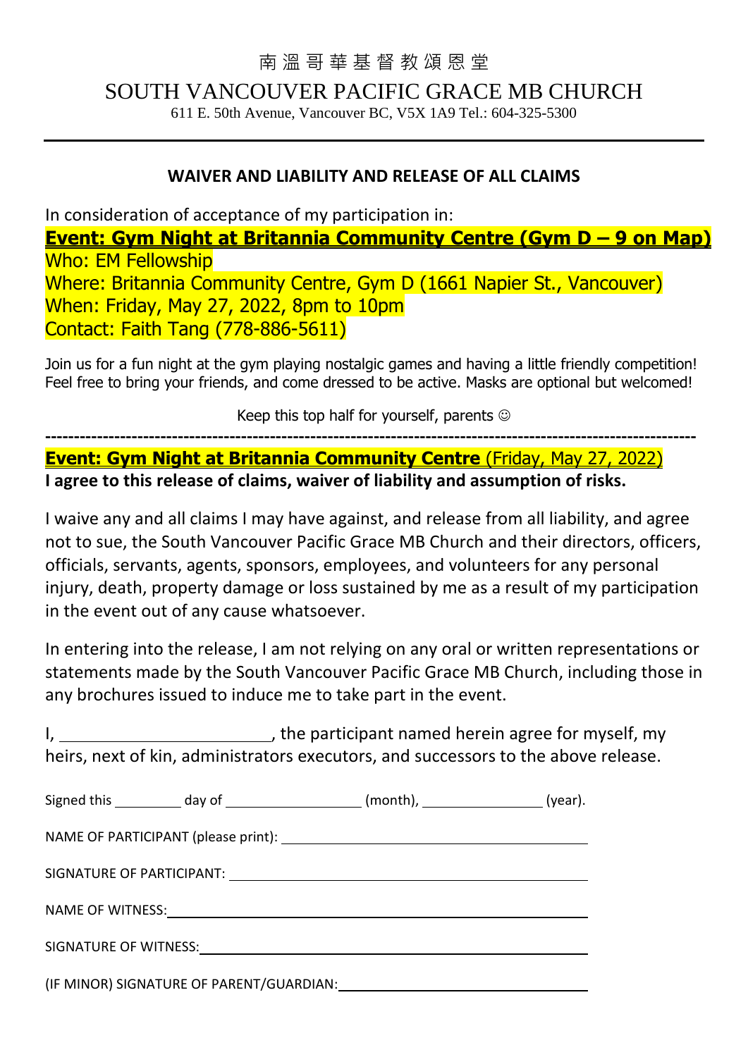# 南溫哥華基督教頌恩堂

# SOUTH VANCOUVER PACIFIC GRACE MB CHURCH

611 E. 50th Avenue, Vancouver BC, V5X 1A9 Tel.: 604-325-5300

---

## WAIVER AND LIABILITY AND RELEASE OF ALL CLAIMS

In consideration of acceptance of my participation in:

**Event: Gym Night at Britannia Community Centre (Gym D – 9 on Map)**
Who: EM Fellowship
Where: Britannia Community Centre, Gym D (1661 Napier St., Vancouver)
When: Friday, May 27, 2022, 8pm to 10pm
Contact: Faith Tang (778-886-5611)

Join us for a fun night at the gym playing nostalgic games and having a little friendly competition! Feel free to bring your friends, and come dressed to be active. Masks are optional but welcomed!

Keep this top half for yourself, parents ☺

-----------------------------------------------------------------------------------------------------------

**Event: Gym Night at Britannia Community Centre** (Friday, May 27, 2022)
**I agree to this release of claims, waiver of liability and assumption of risks.**

I waive any and all claims I may have against, and release from all liability, and agree not to sue, the South Vancouver Pacific Grace MB Church and their directors, officers, officials, servants, agents, sponsors, employees, and volunteers for any personal injury, death, property damage or loss sustained by me as a result of my participation in the event out of any cause whatsoever.

In entering into the release, I am not relying on any oral or written representations or statements made by the South Vancouver Pacific Grace MB Church, including those in any brochures issued to induce me to take part in the event.

I, ________________________, the participant named herein agree for myself, my heirs, next of kin, administrators executors, and successors to the above release.

Signed this __________ day of ____________________ (month), __________________ (year).

NAME OF PARTICIPANT (please print): ____________________________________________

SIGNATURE OF PARTICIPANT: ____________________________________________

NAME OF WITNESS: ____________________________________________

SIGNATURE OF WITNESS: ____________________________________________

(IF MINOR) SIGNATURE OF PARENT/GUARDIAN: ____________________________________________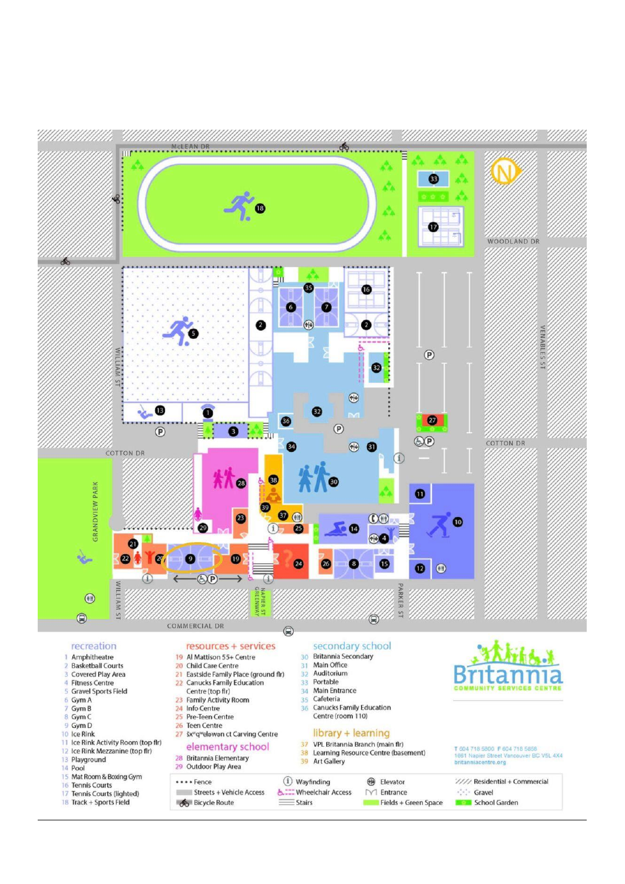## recreation

1 Amphitheatre
2 Basketball Courts
3 Covered Play Area
4 Fitness Centre
5 Gravel Sports Field
6 Gym A
7 Gym B
8 Gym C
9 Gym D
10 Ice Rink
11 Ice Rink Activity Room (top flr)
12 Ice Rink Mezzanine (top flr)
13 Playground
14 Pool
15 Mat Room & Boxing Gym
16 Tennis Courts
17 Tennis Courts (lighted)
18 Track + Sports Field

## resources + services

19 Al Mattison 55+ Centre
20 Child Care Centre
21 Eastside Family Place (ground flr)
22 Canucks Family Education Centre (top flr)
23 Family Activity Room
24 Info Centre
25 Pre-Teen Centre
26 Teen Centre
27 Sx̱ʷq̓ʷelewən ct Carving Centre

## elementary school

28 Britannia Elementary
29 Outdoor Play Area

## secondary school

30 Britannia Secondary
31 Main Office
32 Auditorium
33 Portable
34 Main Entrance
35 Cafeteria
36 Canucks Family Education Centre (room 110)

## library + learning

37 VPL Britannia Branch (main flr)
38 Learning Resource Centre (basement)
39 Art Gallery

**Britannia** COMMUNITY SERVICES CENTRE

T 604 718 5800 F 604 718 5856
1661 Napier Street Vancouver BC V5L 4X4
britanniacentre.org

Fence
Streets + Vehicle Access
Bicycle Route
Wayfinding
Wheelchair Access
Stairs
Elevator
Entrance
Fields + Green Space
Residential + Commercial
Gravel
School Garden

MCLEAN DR
WOODLAND DR
VENABLES ST
COTTON DR
WILLIAM ST
GRANDVIEW PARK
NAPIER ST GREENWAY
PARKER ST
COMMERCIAL DR